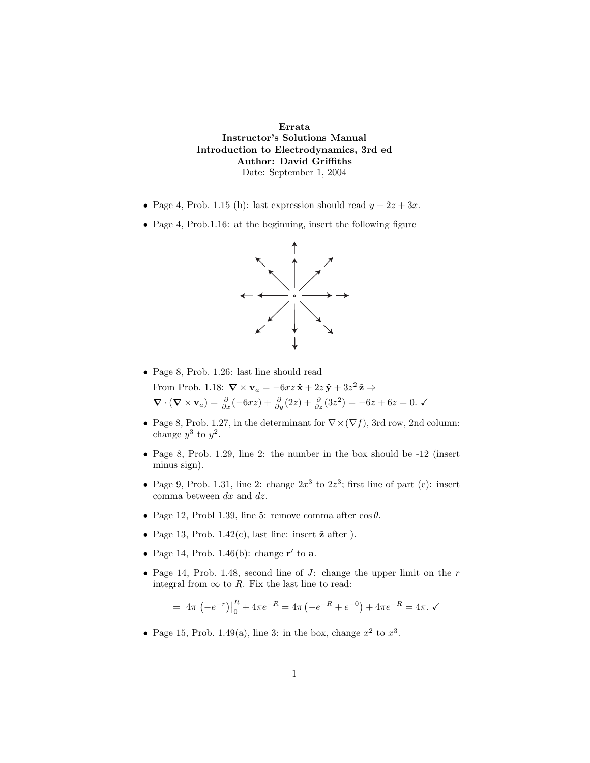**Errata**
**Instructor's Solutions Manual**
**Introduction to Electrodynamics, 3rd ed**
**Author: David Griffiths**
Date: September 1, 2004

- Page 4, Prob. 1.15 (b): last expression should read $y + 2z + 3x$.
- Page 4, Prob.1.16: at the beginning, insert the following figure
- Page 8, Prob. 1.26: last line should read
  From Prob. 1.18: $\boldsymbol{\nabla} \times \mathbf{v}_a = -6xz\,\hat{\mathbf{x}} + 2z\,\hat{\mathbf{y}} + 3z^2\,\hat{\mathbf{z}} \Rightarrow$
  $\boldsymbol{\nabla} \cdot (\boldsymbol{\nabla} \times \mathbf{v}_a) = \frac{\partial}{\partial x}(-6xz) + \frac{\partial}{\partial y}(2z) + \frac{\partial}{\partial z}(3z^2) = -6z + 6z = 0.$ ✓
- Page 8, Prob. 1.27, in the determinant for $\nabla \times (\nabla f)$, 3rd row, 2nd column: change $y^3$ to $y^2$.
- Page 8, Prob. 1.29, line 2: the number in the box should be -12 (insert minus sign).
- Page 9, Prob. 1.31, line 2: change $2x^3$ to $2z^3$; first line of part (c): insert comma between $dx$ and $dz$.
- Page 12, Probl 1.39, line 5: remove comma after $\cos\theta$.
- Page 13, Prob. 1.42(c), last line: insert $\hat{\mathbf{z}}$ after ).
- Page 14, Prob. 1.46(b): change $\mathbf{r}'$ to $\mathbf{a}$.
- Page 14, Prob. 1.48, second line of $J$: change the upper limit on the $r$ integral from $\infty$ to $R$. Fix the last line to read:

$$= 4\pi \left(-e^{-r}\right)\Big|_0^R + 4\pi e^{-R} = 4\pi\left(-e^{-R} + e^{-0}\right) + 4\pi e^{-R} = 4\pi. \checkmark$$

- Page 15, Prob. 1.49(a), line 3: in the box, change $x^2$ to $x^3$.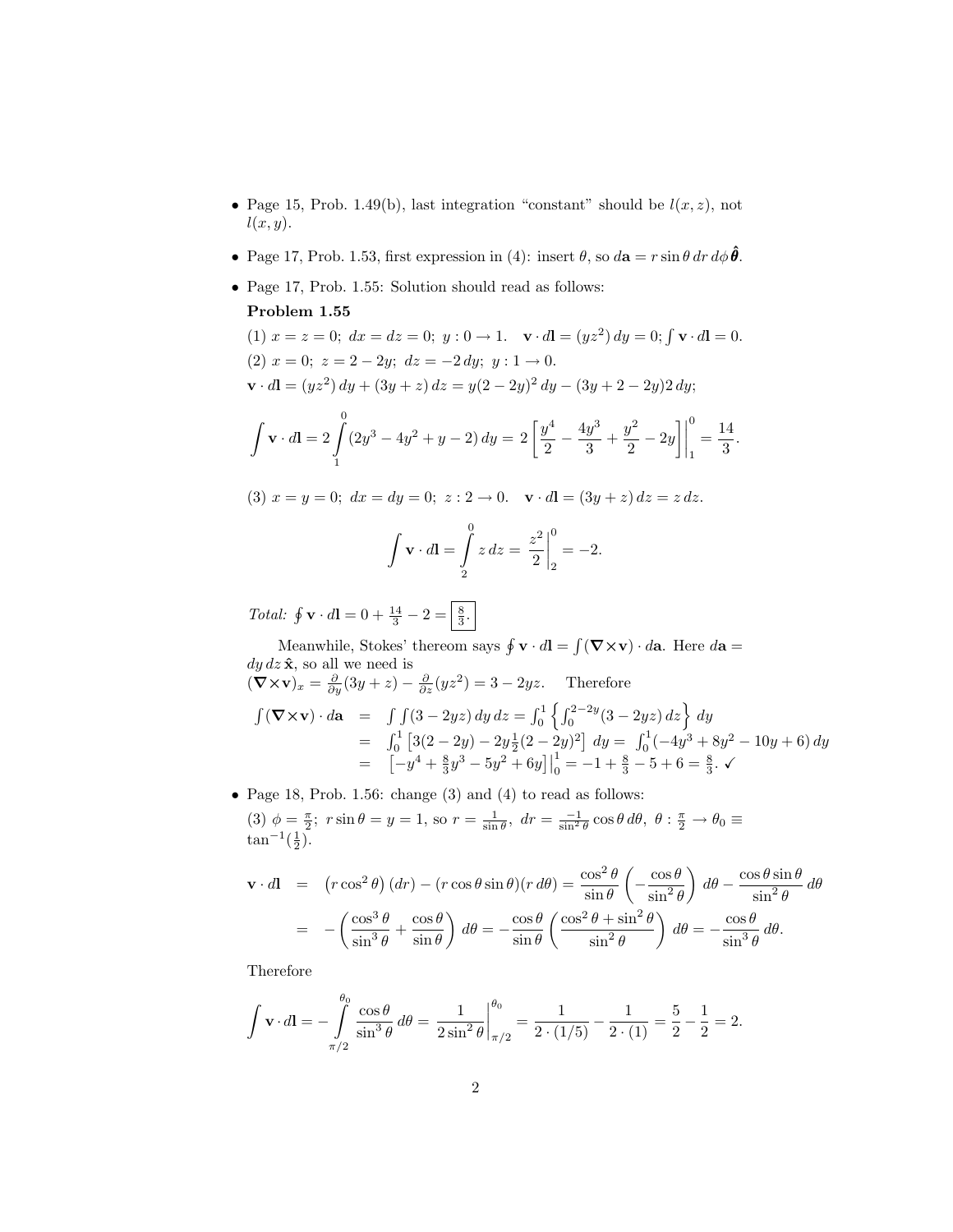- Page 15, Prob. 1.49(b), last integration "constant" should be $l(x,z)$, not $l(x,y)$.
- Page 17, Prob. 1.53, first expression in (4): insert $\theta$, so $d\mathbf{a} = r\sin\theta\, dr\, d\phi\, \hat{\boldsymbol{\theta}}$.
- Page 17, Prob. 1.55: Solution should read as follows:

  **Problem 1.55**

  (1) $x = z = 0$; $dx = dz = 0$; $y: 0 \to 1$. $\mathbf{v}\cdot d\mathbf{l} = (yz^2)\,dy = 0$; $\int \mathbf{v}\cdot d\mathbf{l} = 0$.

  (2) $x = 0$; $z = 2 - 2y$; $dz = -2\,dy$; $y: 1 \to 0$.

  $\mathbf{v}\cdot d\mathbf{l} = (yz^2)\,dy + (3y+z)\,dz = y(2-2y)^2\,dy - (3y+2-2y)2\,dy$;

  $$\int \mathbf{v}\cdot d\mathbf{l} = 2\int_1^0 (2y^3 - 4y^2 + y - 2)\,dy = 2\left[\frac{y^4}{2} - \frac{4y^3}{3} + \frac{y^2}{2} - 2y\right]\Bigg|_1^0 = \frac{14}{3}.$$

  (3) $x = y = 0$; $dx = dy = 0$; $z: 2 \to 0$. $\mathbf{v}\cdot d\mathbf{l} = (3y+z)\,dz = z\,dz$.

  $$\int \mathbf{v}\cdot d\mathbf{l} = \int_2^0 z\,dz = \frac{z^2}{2}\Bigg|_2^0 = -2.$$

  *Total:* $\oint \mathbf{v}\cdot d\mathbf{l} = 0 + \frac{14}{3} - 2 = \boxed{\frac{8}{3}}$.

  Meanwhile, Stokes' thereom says $\oint \mathbf{v}\cdot d\mathbf{l} = \int (\nabla\times\mathbf{v})\cdot d\mathbf{a}$. Here $d\mathbf{a} = dy\,dz\,\hat{\mathbf{x}}$, so all we need is $(\nabla\times\mathbf{v})_x = \frac{\partial}{\partial y}(3y+z) - \frac{\partial}{\partial z}(yz^2) = 3 - 2yz$. Therefore

  $$\begin{aligned}
  \int (\nabla\times\mathbf{v})\cdot d\mathbf{a} &= \int\int (3-2yz)\,dy\,dz = \int_0^1 \left\{\int_0^{2-2y} (3-2yz)\,dz\right\} dy \\
  &= \int_0^1 \left[3(2-2y) - 2y\tfrac{1}{2}(2-2y)^2\right] dy = \int_0^1 (-4y^3 + 8y^2 - 10y + 6)\,dy \\
  &= \left[-y^4 + \tfrac{8}{3}y^3 - 5y^2 + 6y\right]\Big|_0^1 = -1 + \tfrac{8}{3} - 5 + 6 = \tfrac{8}{3}. \checkmark
  \end{aligned}$$

- Page 18, Prob. 1.56: change (3) and (4) to read as follows:

  (3) $\phi = \frac{\pi}{2}$; $r\sin\theta = y = 1$, so $r = \frac{1}{\sin\theta}$, $dr = \frac{-1}{\sin^2\theta}\cos\theta\,d\theta$, $\theta: \frac{\pi}{2} \to \theta_0 \equiv \tan^{-1}(\frac{1}{2})$.

  $$\begin{aligned}
  \mathbf{v}\cdot d\mathbf{l} &= \left(r\cos^2\theta\right)(dr) - (r\cos\theta\sin\theta)(r\,d\theta) = \frac{\cos^2\theta}{\sin\theta}\left(-\frac{\cos\theta}{\sin^2\theta}\right)d\theta - \frac{\cos\theta\sin\theta}{\sin^2\theta}\,d\theta \\
  &= -\left(\frac{\cos^3\theta}{\sin^3\theta} + \frac{\cos\theta}{\sin\theta}\right)d\theta = -\frac{\cos\theta}{\sin\theta}\left(\frac{\cos^2\theta + \sin^2\theta}{\sin^2\theta}\right)d\theta = -\frac{\cos\theta}{\sin^3\theta}\,d\theta.
  \end{aligned}$$

  Therefore

  $$\int \mathbf{v}\cdot d\mathbf{l} = -\int_{\pi/2}^{\theta_0} \frac{\cos\theta}{\sin^3\theta}\,d\theta = \frac{1}{2\sin^2\theta}\Bigg|_{\pi/2}^{\theta_0} = \frac{1}{2\cdot(1/5)} - \frac{1}{2\cdot(1)} = \frac{5}{2} - \frac{1}{2} = 2.$$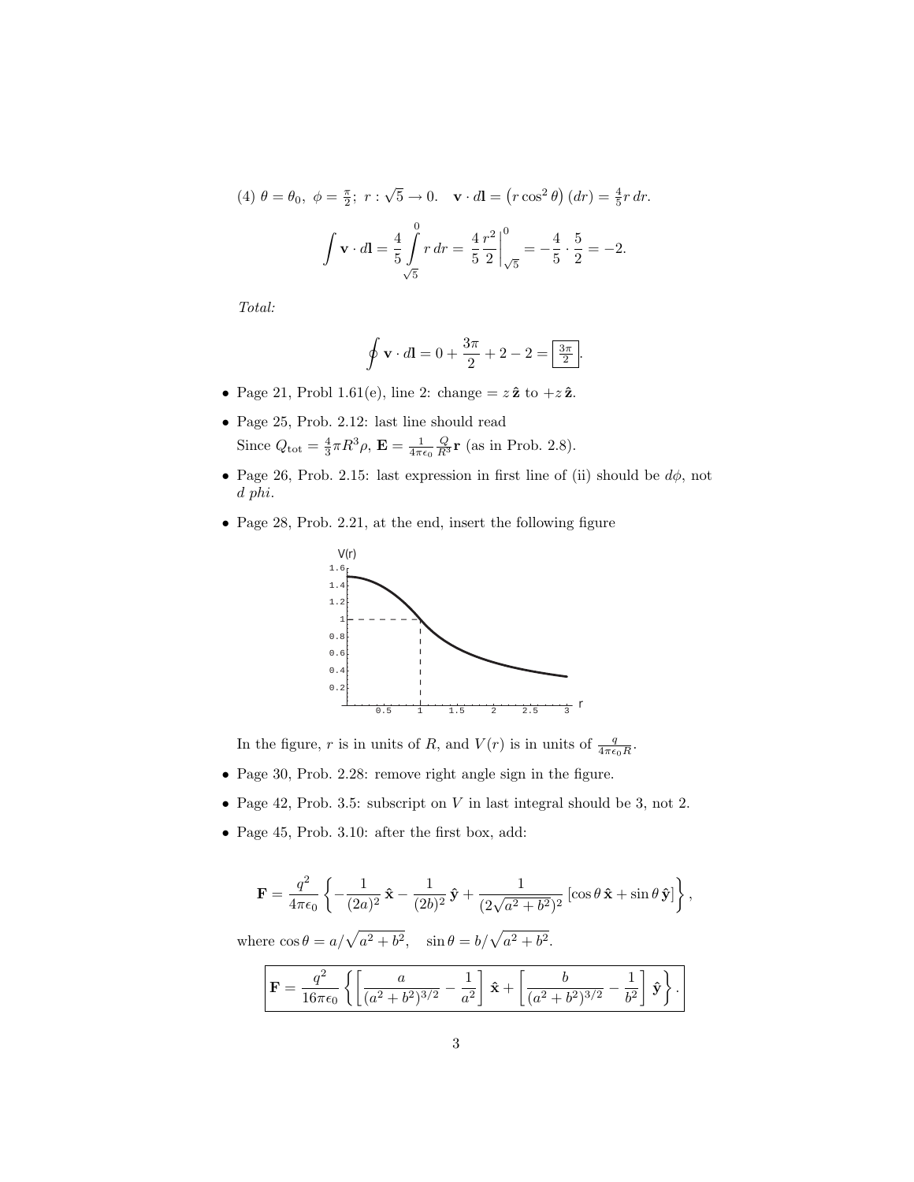(4) $\theta = \theta_0,\ \phi = \frac{\pi}{2};\ r : \sqrt{5} \to 0.\quad \mathbf{v} \cdot d\mathbf{l} = \left(r\cos^2\theta\right)(dr) = \frac{4}{5} r\,dr.$

$$\int \mathbf{v} \cdot d\mathbf{l} = \frac{4}{5} \int_{\sqrt{5}}^{0} r\,dr = \frac{4}{5} \frac{r^2}{2}\bigg|_{\sqrt{5}}^{0} = -\frac{4}{5} \cdot \frac{5}{2} = -2.$$

*Total:*

$$\oint \mathbf{v} \cdot d\mathbf{l} = 0 + \frac{3\pi}{2} + 2 - 2 = \boxed{\frac{3\pi}{2}}.$$

- Page 21, Probl 1.61(e), line 2: change $= z\,\hat{\mathbf{z}}$ to $+z\,\hat{\mathbf{z}}$.
- Page 25, Prob. 2.12: last line should read
  Since $Q_{\text{tot}} = \frac{4}{3}\pi R^3 \rho$, $\mathbf{E} = \frac{1}{4\pi\epsilon_0} \frac{Q}{R^3} \mathbf{r}$ (as in Prob. 2.8).
- Page 26, Prob. 2.15: last expression in first line of (ii) should be $d\phi$, not *d phi*.
- Page 28, Prob. 2.21, at the end, insert the following figure

  In the figure, $r$ is in units of $R$, and $V(r)$ is in units of $\frac{q}{4\pi\epsilon_0 R}$.
- Page 30, Prob. 2.28: remove right angle sign in the figure.
- Page 42, Prob. 3.5: subscript on $V$ in last integral should be 3, not 2.
- Page 45, Prob. 3.10: after the first box, add:

$$\mathbf{F} = \frac{q^2}{4\pi\epsilon_0} \left\{ -\frac{1}{(2a)^2}\,\hat{\mathbf{x}} - \frac{1}{(2b)^2}\,\hat{\mathbf{y}} + \frac{1}{(2\sqrt{a^2+b^2})^2}\left[\cos\theta\,\hat{\mathbf{x}} + \sin\theta\,\hat{\mathbf{y}}\right] \right\},$$

where $\cos\theta = a/\sqrt{a^2+b^2}, \quad \sin\theta = b/\sqrt{a^2+b^2}$.

$$\boxed{\mathbf{F} = \frac{q^2}{16\pi\epsilon_0} \left\{ \left[\frac{a}{(a^2+b^2)^{3/2}} - \frac{1}{a^2}\right] \hat{\mathbf{x}} + \left[\frac{b}{(a^2+b^2)^{3/2}} - \frac{1}{b^2}\right] \hat{\mathbf{y}} \right\}.}$$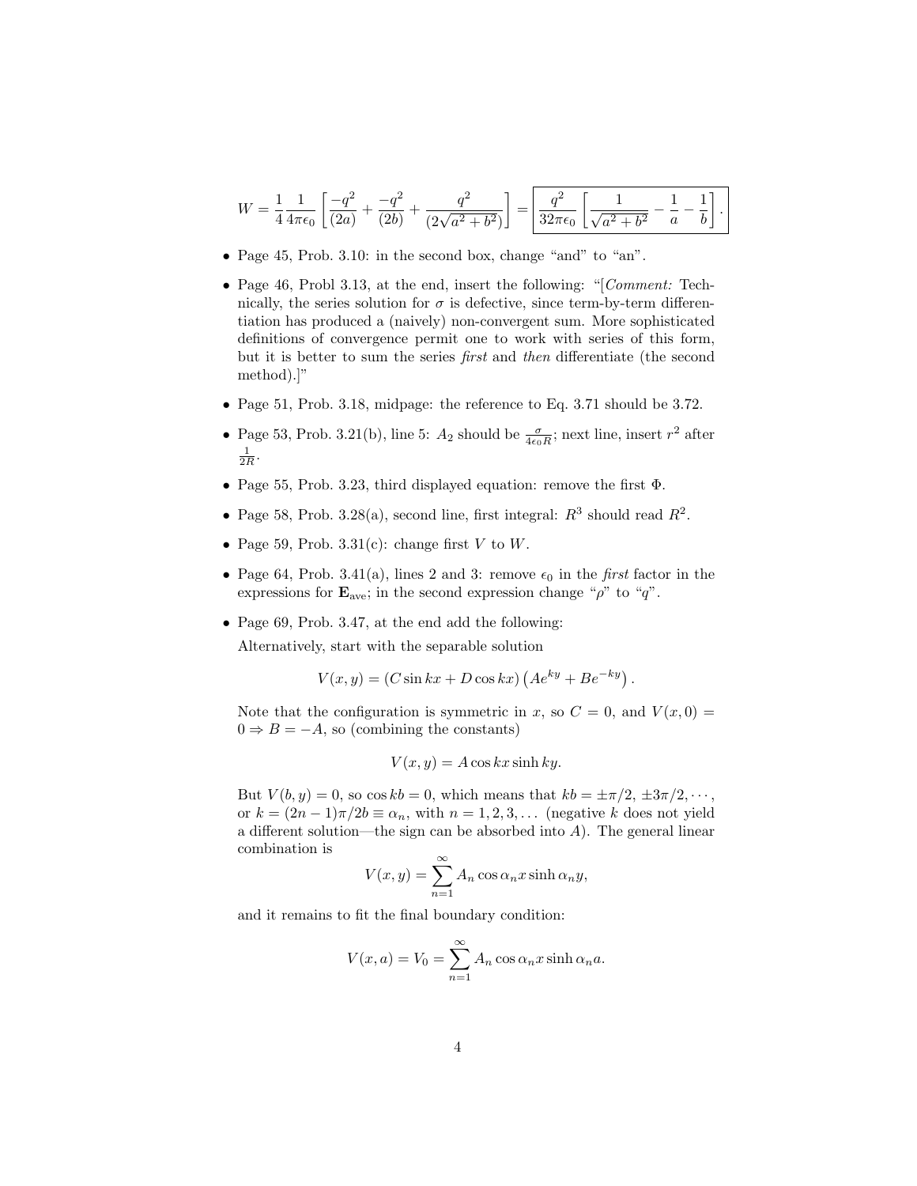$$W = \frac{1}{4}\frac{1}{4\pi\epsilon_0}\left[\frac{-q^2}{(2a)} + \frac{-q^2}{(2b)} + \frac{q^2}{(2\sqrt{a^2+b^2})}\right] = \boxed{\frac{q^2}{32\pi\epsilon_0}\left[\frac{1}{\sqrt{a^2+b^2}} - \frac{1}{a} - \frac{1}{b}\right]}.$$

- Page 45, Prob. 3.10: in the second box, change "and" to "an".
- Page 46, Probl 3.13, at the end, insert the following: "[*Comment:* Technically, the series solution for $\sigma$ is defective, since term-by-term differentiation has produced a (naively) non-convergent sum. More sophisticated definitions of convergence permit one to work with series of this form, but it is better to sum the series *first* and *then* differentiate (the second method).]"
- Page 51, Prob. 3.18, midpage: the reference to Eq. 3.71 should be 3.72.
- Page 53, Prob. 3.21(b), line 5: $A_2$ should be $\frac{\sigma}{4\epsilon_0 R}$; next line, insert $r^2$ after $\frac{1}{2R}$.
- Page 55, Prob. 3.23, third displayed equation: remove the first $\Phi$.
- Page 58, Prob. 3.28(a), second line, first integral: $R^3$ should read $R^2$.
- Page 59, Prob. 3.31(c): change first $V$ to $W$.
- Page 64, Prob. 3.41(a), lines 2 and 3: remove $\epsilon_0$ in the *first* factor in the expressions for $\mathbf{E}_{\text{ave}}$; in the second expression change "$\rho$" to "$q$".
- Page 69, Prob. 3.47, at the end add the following:

  Alternatively, start with the separable solution

  $$V(x,y) = (C\sin kx + D\cos kx)\left(Ae^{ky} + Be^{-ky}\right).$$

  Note that the configuration is symmetric in $x$, so $C = 0$, and $V(x,0) = 0 \Rightarrow B = -A$, so (combining the constants)

  $$V(x,y) = A\cos kx \sinh ky.$$

  But $V(b,y) = 0$, so $\cos kb = 0$, which means that $kb = \pm\pi/2, \pm 3\pi/2, \cdots$, or $k = (2n-1)\pi/2b \equiv \alpha_n$, with $n = 1, 2, 3, \ldots$ (negative $k$ does not yield a different solution—the sign can be absorbed into $A$). The general linear combination is

  $$V(x,y) = \sum_{n=1}^{\infty} A_n \cos\alpha_n x \sinh\alpha_n y,$$

  and it remains to fit the final boundary condition:

  $$V(x,a) = V_0 = \sum_{n=1}^{\infty} A_n \cos\alpha_n x \sinh\alpha_n a.$$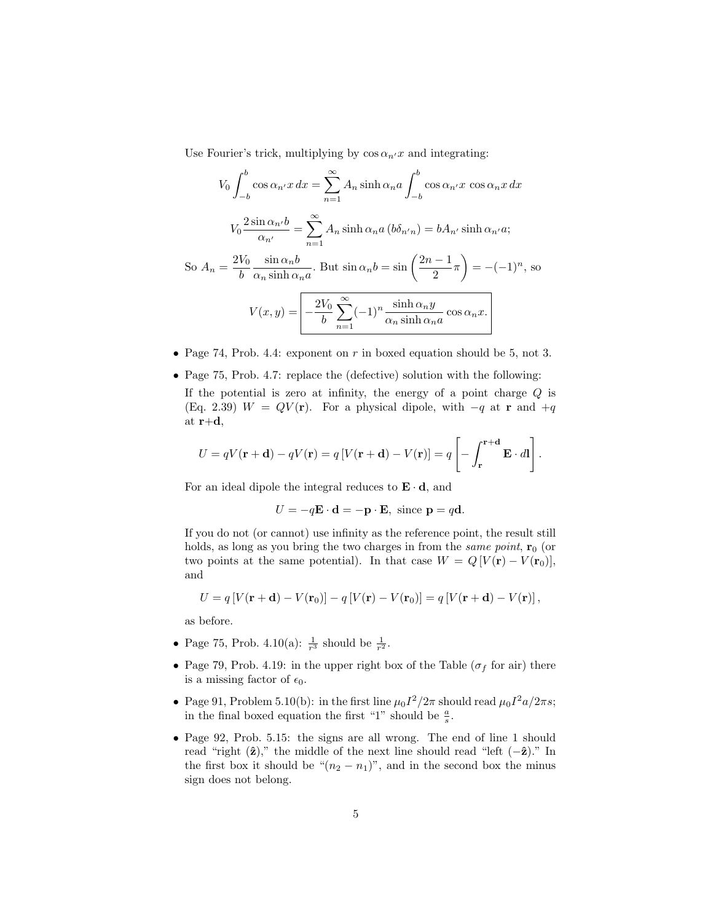Use Fourier's trick, multiplying by $\cos \alpha_{n'} x$ and integrating:

$$V_0 \int_{-b}^{b} \cos \alpha_{n'} x \, dx = \sum_{n=1}^{\infty} A_n \sinh \alpha_n a \int_{-b}^{b} \cos \alpha_{n'} x \, \cos \alpha_n x \, dx$$

$$V_0 \frac{2 \sin \alpha_{n'} b}{\alpha_{n'}} = \sum_{n=1}^{\infty} A_n \sinh \alpha_n a \, (b \delta_{n'n}) = b A_{n'} \sinh \alpha_{n'} a;$$

So $A_n = \dfrac{2V_0}{b} \dfrac{\sin \alpha_n b}{\alpha_n \sinh \alpha_n a}$. But $\sin \alpha_n b = \sin \left( \dfrac{2n-1}{2} \pi \right) = -(-1)^n$, so

$$V(x,y) = \boxed{-\frac{2V_0}{b} \sum_{n=1}^{\infty} (-1)^n \frac{\sinh \alpha_n y}{\alpha_n \sinh \alpha_n a} \cos \alpha_n x.}$$

- Page 74, Prob. 4.4: exponent on $r$ in boxed equation should be 5, not 3.
- Page 75, Prob. 4.7: replace the (defective) solution with the following:

  If the potential is zero at infinity, the energy of a point charge $Q$ is (Eq. 2.39) $W = QV(\mathbf{r})$. For a physical dipole, with $-q$ at $\mathbf{r}$ and $+q$ at $\mathbf{r}+\mathbf{d}$,

  $$U = qV(\mathbf{r}+\mathbf{d}) - qV(\mathbf{r}) = q\left[V(\mathbf{r}+\mathbf{d}) - V(\mathbf{r})\right] = q\left[-\int_{\mathbf{r}}^{\mathbf{r}+\mathbf{d}} \mathbf{E} \cdot d\mathbf{l}\right].$$

  For an ideal dipole the integral reduces to $\mathbf{E} \cdot \mathbf{d}$, and

  $$U = -q\mathbf{E} \cdot \mathbf{d} = -\mathbf{p} \cdot \mathbf{E}, \text{ since } \mathbf{p} = q\mathbf{d}.$$

  If you do not (or cannot) use infinity as the reference point, the result still holds, as long as you bring the two charges in from the *same point*, $\mathbf{r}_0$ (or two points at the same potential). In that case $W = Q\left[V(\mathbf{r}) - V(\mathbf{r}_0)\right]$, and

  $$U = q\left[V(\mathbf{r}+\mathbf{d}) - V(\mathbf{r}_0)\right] - q\left[V(\mathbf{r}) - V(\mathbf{r}_0)\right] = q\left[V(\mathbf{r}+\mathbf{d}) - V(\mathbf{r})\right],$$

  as before.
- Page 75, Prob. 4.10(a): $\frac{1}{r^3}$ should be $\frac{1}{r^2}$.
- Page 79, Prob. 4.19: in the upper right box of the Table ($\sigma_f$ for air) there is a missing factor of $\epsilon_0$.
- Page 91, Problem 5.10(b): in the first line $\mu_0 I^2/2\pi$ should read $\mu_0 I^2 a/2\pi s$; in the final boxed equation the first "1" should be $\frac{a}{s}$.
- Page 92, Prob. 5.15: the signs are all wrong. The end of line 1 should read "right ($\hat{\mathbf{z}}$)," the middle of the next line should read "left ($-\hat{\mathbf{z}}$)." In the first box it should be "$(n_2 - n_1)$", and in the second box the minus sign does not belong.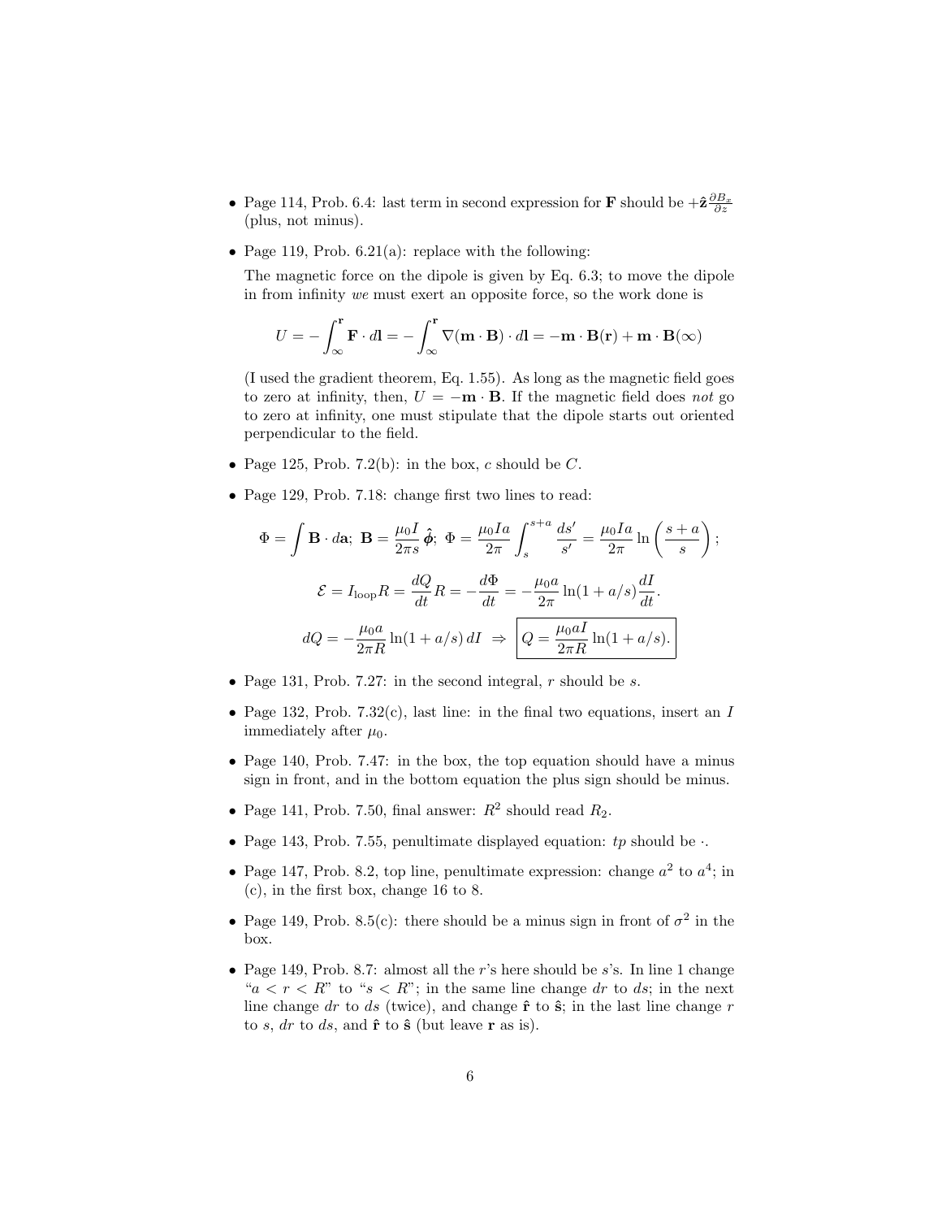- Page 114, Prob. 6.4: last term in second expression for $\mathbf{F}$ should be $+\hat{\mathbf{z}}\frac{\partial B_x}{\partial z}$ (plus, not minus).

- Page 119, Prob. 6.21(a): replace with the following:

  The magnetic force on the dipole is given by Eq. 6.3; to move the dipole in from infinity *we* must exert an opposite force, so the work done is

  $$U = -\int_{\infty}^{\mathbf{r}} \mathbf{F} \cdot d\mathbf{l} = -\int_{\infty}^{\mathbf{r}} \nabla(\mathbf{m} \cdot \mathbf{B}) \cdot d\mathbf{l} = -\mathbf{m} \cdot \mathbf{B}(\mathbf{r}) + \mathbf{m} \cdot \mathbf{B}(\infty)$$

  (I used the gradient theorem, Eq. 1.55). As long as the magnetic field goes to zero at infinity, then, $U = -\mathbf{m} \cdot \mathbf{B}$. If the magnetic field does *not* go to zero at infinity, one must stipulate that the dipole starts out oriented perpendicular to the field.

- Page 125, Prob. 7.2(b): in the box, $c$ should be $C$.

- Page 129, Prob. 7.18: change first two lines to read:

  $$\Phi = \int \mathbf{B} \cdot d\mathbf{a};\ \mathbf{B} = \frac{\mu_0 I}{2\pi s}\,\hat{\boldsymbol{\phi}};\ \Phi = \frac{\mu_0 I a}{2\pi}\int_s^{s+a}\frac{ds'}{s'} = \frac{\mu_0 I a}{2\pi}\ln\left(\frac{s+a}{s}\right);$$

  $$\mathcal{E} = I_{\text{loop}}R = \frac{dQ}{dt}R = -\frac{d\Phi}{dt} = -\frac{\mu_0 a}{2\pi}\ln(1+a/s)\frac{dI}{dt}.$$

  $$dQ = -\frac{\mu_0 a}{2\pi R}\ln(1+a/s)\,dI \ \Rightarrow\ \boxed{Q = \frac{\mu_0 a I}{2\pi R}\ln(1+a/s).}$$

- Page 131, Prob. 7.27: in the second integral, $r$ should be $s$.

- Page 132, Prob. 7.32(c), last line: in the final two equations, insert an $I$ immediately after $\mu_0$.

- Page 140, Prob. 7.47: in the box, the top equation should have a minus sign in front, and in the bottom equation the plus sign should be minus.

- Page 141, Prob. 7.50, final answer: $R^2$ should read $R_2$.

- Page 143, Prob. 7.55, penultimate displayed equation: $tp$ should be $\cdot$.

- Page 147, Prob. 8.2, top line, penultimate expression: change $a^2$ to $a^4$; in (c), in the first box, change 16 to 8.

- Page 149, Prob. 8.5(c): there should be a minus sign in front of $\sigma^2$ in the box.

- Page 149, Prob. 8.7: almost all the $r$'s here should be $s$'s. In line 1 change "$a < r < R$" to "$s < R$"; in the same line change $dr$ to $ds$; in the next line change $dr$ to $ds$ (twice), and change $\hat{\mathbf{r}}$ to $\hat{\mathbf{s}}$; in the last line change $r$ to $s$, $dr$ to $ds$, and $\hat{\mathbf{r}}$ to $\hat{\mathbf{s}}$ (but leave $\mathbf{r}$ as is).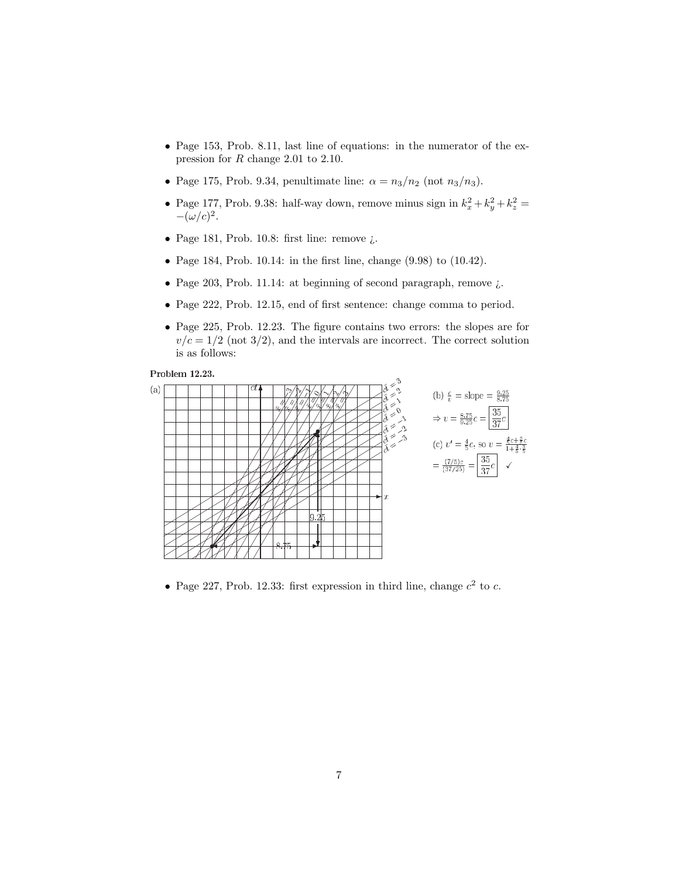- Page 153, Prob. 8.11, last line of equations: in the numerator of the expression for $R$ change 2.01 to 2.10.
- Page 175, Prob. 9.34, penultimate line: $\alpha = n_3/n_2$ (not $n_3/n_3$).
- Page 177, Prob. 9.38: half-way down, remove minus sign in $k_x^2 + k_y^2 + k_z^2 = -(\omega/c)^2$.
- Page 181, Prob. 10.8: first line: remove ¿.
- Page 184, Prob. 10.14: in the first line, change (9.98) to (10.42).
- Page 203, Prob. 11.14: at beginning of second paragraph, remove ¿.
- Page 222, Prob. 12.15, end of first sentence: change comma to period.
- Page 225, Prob. 12.23. The figure contains two errors: the slopes are for $v/c = 1/2$ (not 3/2), and the intervals are incorrect. The correct solution is as follows:

**Problem 12.23.**

(a)

ct

x

$\bar{ct} = 3$
$\bar{ct} = 2$
$\bar{ct} = 1$
$\bar{ct} = 0$
$\bar{ct} = -1$
$\bar{ct} = -2$
$\bar{ct} = -3$

$\bar{x} = -3$, $\bar{x} = -2$, $\bar{x} = -1$, $\bar{x} = 0$, $\bar{x} = 1$, $\bar{x} = 2$, $\bar{x} = 3$

9.25

8.75

(b) $\frac{c}{v} = \text{slope} = \frac{9.25}{8.75}$

$\Rightarrow v = \frac{8.75}{9.25}c = \boxed{\frac{35}{37}c}$

(c) $v' = \frac{4}{5}c$, so $v = \frac{\frac{4}{5}c + \frac{3}{5}c}{1 + \frac{4}{5}\cdot\frac{3}{5}}$

$= \frac{(7/5)c}{(37/25)} = \boxed{\frac{35}{37}c}$ ✓

- Page 227, Prob. 12.33: first expression in third line, change $c^2$ to $c$.